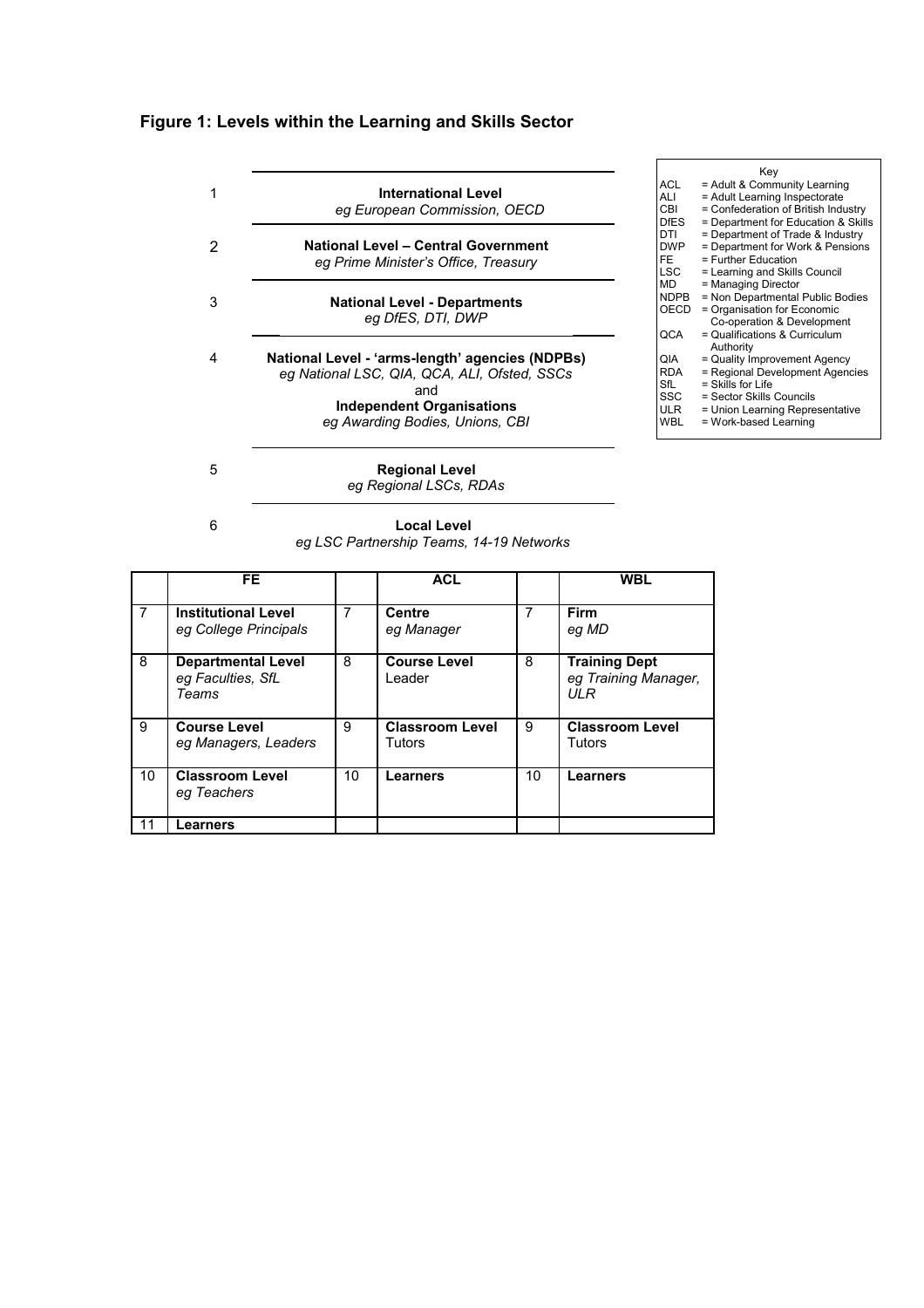## Figure 1: Levels within the Learning and Skills Sector

1 **International Level**
*eg European Commission, OECD*

2 **National Level – Central Government**
*eg Prime Minister's Office, Treasury*

3 **National Level - Departments**
*eg DfES, DTI, DWP*

4 **National Level - 'arms-length' agencies (NDPBs)**
*eg National LSC, QIA, QCA, ALI, Ofsted, SSCs*
and
**Independent Organisations**
*eg Awarding Bodies, Unions, CBI*

5 **Regional Level**
*eg Regional LSCs, RDAs*

6 **Local Level**
*eg LSC Partnership Teams, 14-19 Networks*

| | **FE** | | **ACL** | | **WBL** |
|---|---|---|---|---|---|
| 7 | **Institutional Level** *eg College Principals* | 7 | **Centre** *eg Manager* | 7 | **Firm** *eg MD* |
| 8 | **Departmental Level** *eg Faculties, SfL Teams* | 8 | **Course Level** Leader | 8 | **Training Dept** *eg Training Manager, ULR* |
| 9 | **Course Level** *eg Managers, Leaders* | 9 | **Classroom Level** Tutors | 9 | **Classroom Level** Tutors |
| 10 | **Classroom Level** *eg Teachers* | 10 | **Learners** | 10 | **Learners** |
| 11 | **Learners** | | | | |

Key

- ACL = Adult & Community Learning
- ALI = Adult Learning Inspectorate
- CBI = Confederation of British Industry
- DfES = Department for Education & Skills
- DTI = Department of Trade & Industry
- DWP = Department for Work & Pensions
- FE = Further Education
- LSC = Learning and Skills Council
- MD = Managing Director
- NDPB = Non Departmental Public Bodies
- OECD = Organisation for Economic Co-operation & Development
- QCA = Qualifications & Curriculum Authority
- QIA = Quality Improvement Agency
- RDA = Regional Development Agencies
- SfL = Skills for Life
- SSC = Sector Skills Councils
- ULR = Union Learning Representative
- WBL = Work-based Learning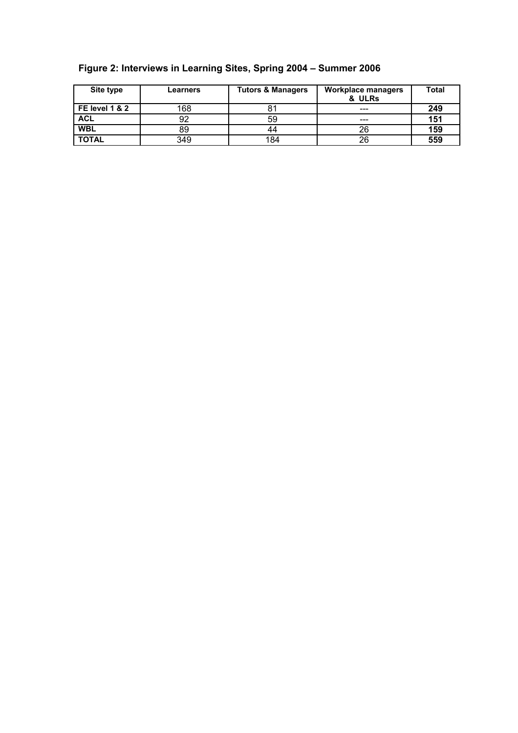**Figure 2: Interviews in Learning Sites, Spring 2004 – Summer 2006**

| Site type | Learners | Tutors & Managers | Workplace managers & ULRs | Total |
|---|---|---|---|---|
| **FE level 1 & 2** | 168 | 81 | --- | **249** |
| **ACL** | 92 | 59 | --- | **151** |
| **WBL** | 89 | 44 | 26 | **159** |
| **TOTAL** | 349 | 184 | 26 | **559** |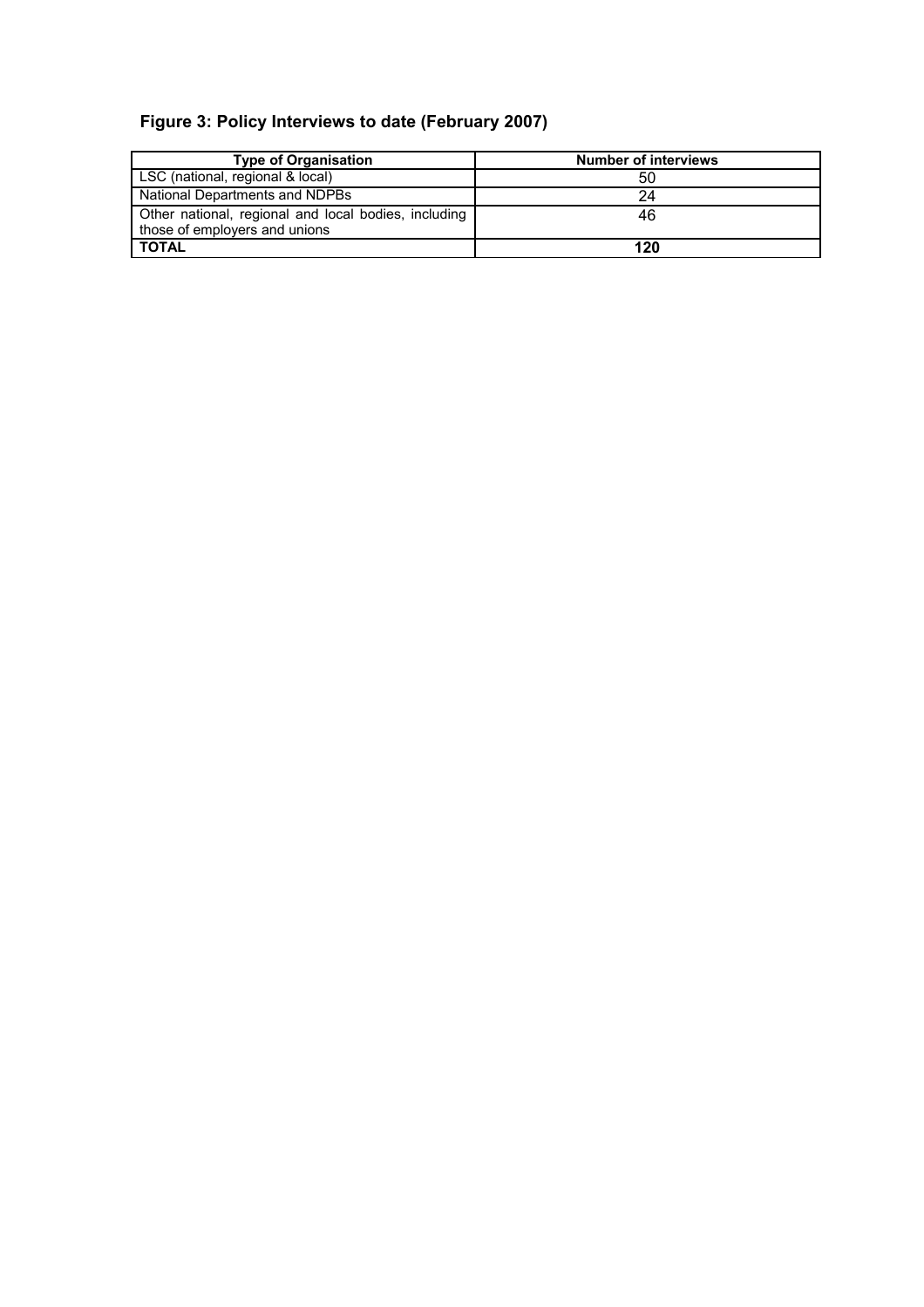**Figure 3: Policy Interviews to date (February 2007)**

| Type of Organisation | Number of interviews |
|---|---|
| LSC (national, regional & local) | 50 |
| National Departments and NDPBs | 24 |
| Other national, regional and local bodies, including those of employers and unions | 46 |
| **TOTAL** | **120** |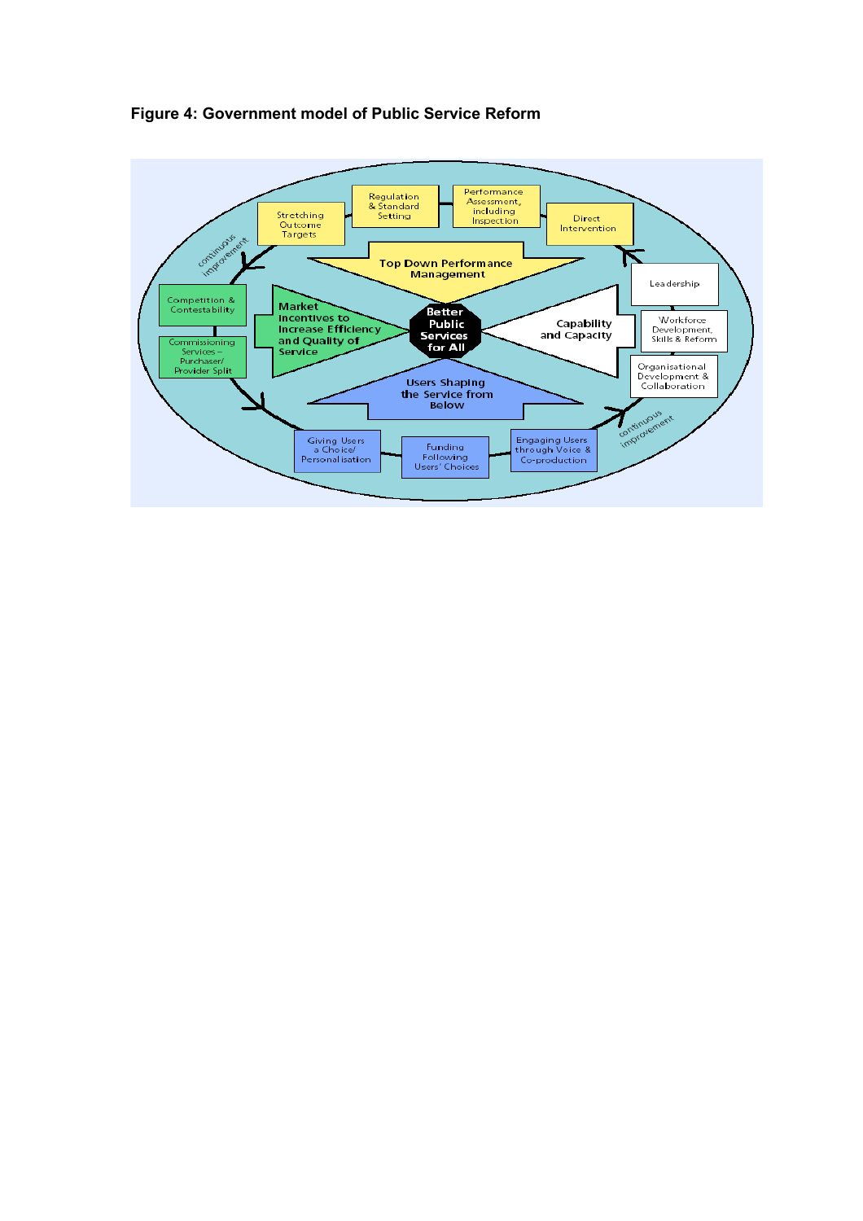**Figure 4: Government model of Public Service Reform**

Better Public Services for All

Top Down Performance Management
- Stretching Outcome Targets
- Regulation & Standard Setting
- Performance Assessment, including Inspection
- Direct Intervention

Capability and Capacity
- Leadership
- Workforce Development, Skills & Reform
- Organisational Development & Collaboration

Users Shaping the Service from Below
- Giving Users a Choice/ Personalisation
- Funding Following Users' Choices
- Engaging Users through Voice & Co-production

Market Incentives to Increase Efficiency and Quality of Service
- Competition & Contestability
- Commissioning Services – Purchaser/ Provider Split

continuous improvement

continuous improvement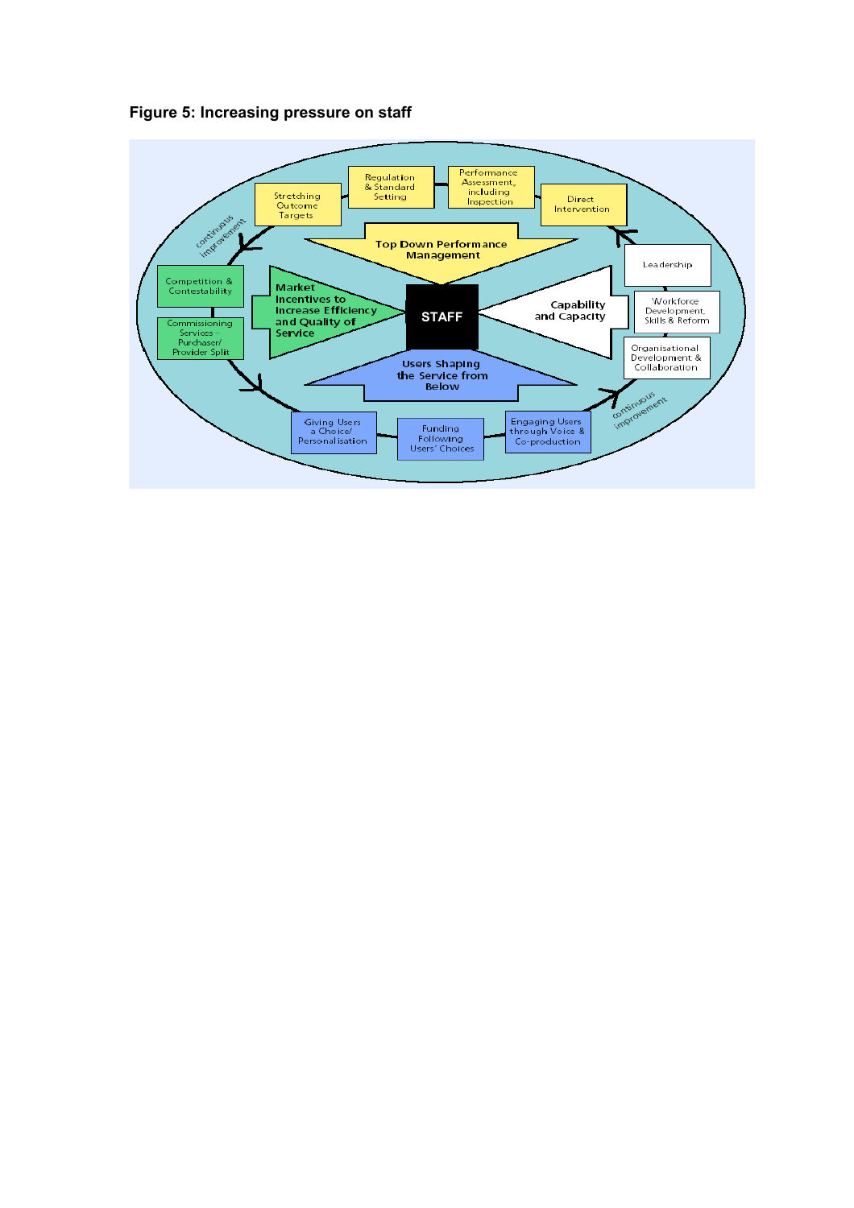**Figure 5: Increasing pressure on staff**

STAFF

Top Down Performance Management

Stretching Outcome Targets

Regulation & Standard Setting

Performance Assessment, including Inspection

Direct Intervention

Capability and Capacity

Leadership

Workforce Development, Skills & Reform

Organisational Development & Collaboration

Users Shaping the Service from Below

Giving Users a Choice/ Personalisation

Funding Following Users' Choices

Engaging Users through Voice & Co-production

Market Incentives to Increase Efficiency and Quality of Service

Competition & Contestability

Commissioning Services – Purchaser/ Provider Split

continuous improvement

continuous improvement